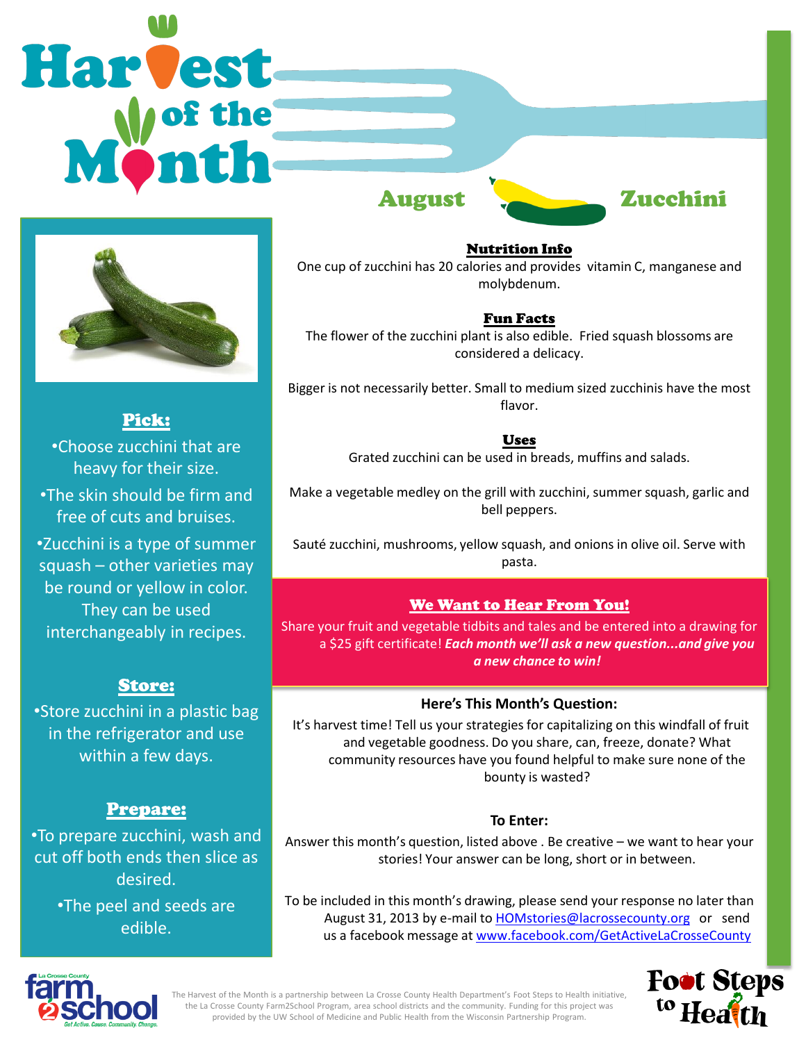# Harvest of the Month

## August — Zucchini

### Pick:

- Choose zucchini that are heavy for their size.
- The skin should be firm and free of cuts and bruises.
- Zucchini is a type of summer squash – other varieties may be round or yellow in color. They can be used interchangeably in recipes.

### Store:

- Store zucchini in a plastic bag in the refrigerator and use within a few days.

### Prepare:

- To prepare zucchini, wash and cut off both ends then slice as desired.
- The peel and seeds are edible.

### Nutrition Info

One cup of zucchini has 20 calories and provides vitamin C, manganese and molybdenum.

### Fun Facts

The flower of the zucchini plant is also edible. Fried squash blossoms are considered a delicacy.

Bigger is not necessarily better. Small to medium sized zucchinis have the most flavor.

### Uses

Grated zucchini can be used in breads, muffins and salads.

Make a vegetable medley on the grill with zucchini, summer squash, garlic and bell peppers.

Sauté zucchini, mushrooms, yellow squash, and onions in olive oil. Serve with pasta.

### We Want to Hear From You!

Share your fruit and vegetable tidbits and tales and be entered into a drawing for a $25 gift certificate! ***Each month we'll ask a new question...and give you a new chance to win!***

**Here's This Month's Question:**

It's harvest time! Tell us your strategies for capitalizing on this windfall of fruit and vegetable goodness. Do you share, can, freeze, donate? What community resources have you found helpful to make sure none of the bounty is wasted?

**To Enter:**

Answer this month's question, listed above . Be creative – we want to hear your stories! Your answer can be long, short or in between.

To be included in this month's drawing, please send your response no later than August 31, 2013 by e-mail to HOMstories@lacrossecounty.org or send us a facebook message at www.facebook.com/GetActiveLaCrosseCounty

La Crosse County farm2school — Get Active. Cause. Community. Change.

The Harvest of the Month is a partnership between La Crosse County Health Department's Foot Steps to Health initiative, the La Crosse County Farm2School Program, area school districts and the community. Funding for this project was provided by the UW School of Medicine and Public Health from the Wisconsin Partnership Program.

Foot Steps to Health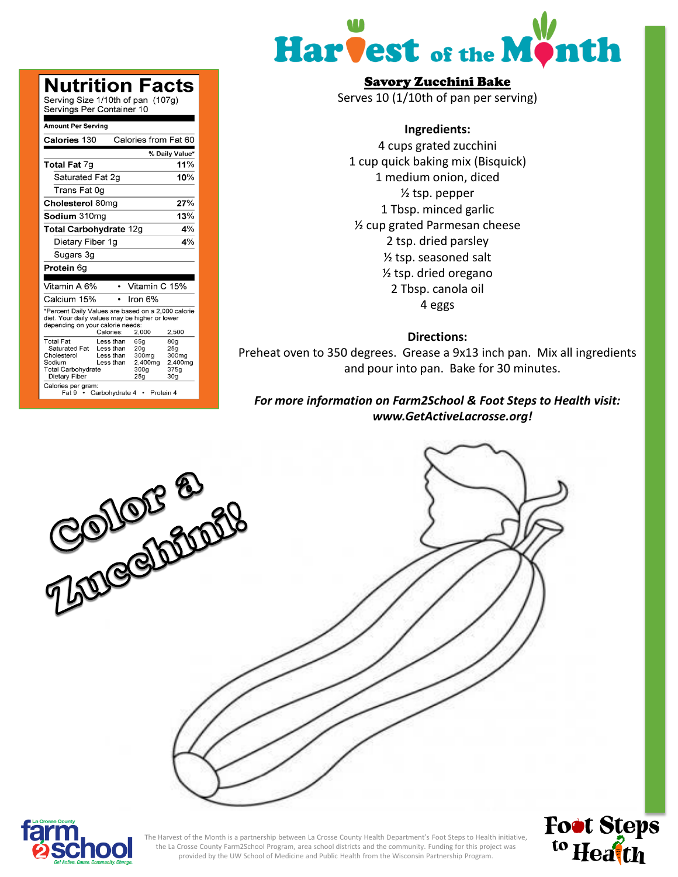# Harvest of the Month

## Nutrition Facts

Serving Size 1/10th of pan (107g)
Servings Per Container 10

| Amount Per Serving | |
|---|---|
| Calories 130 | Calories from Fat 60 |
| | % Daily Value* |
| **Total Fat** 7g | 11% |
| Saturated Fat 2g | 10% |
| Trans Fat 0g | |
| **Cholesterol** 80mg | 27% |
| **Sodium** 310mg | 13% |
| **Total Carbohydrate** 12g | 4% |
| Dietary Fiber 1g | 4% |
| Sugars 3g | |
| **Protein** 6g | |
| Vitamin A 6% | Vitamin C 15% |
| Calcium 15% | Iron 6% |

*Percent Daily Values are based on a 2,000 calorie diet. Your daily values may be higher or lower depending on your calorie needs:

| | | Calories: 2,000 | 2,500 |
|---|---|---|---|
| Total Fat | Less than | 65g | 80g |
| Saturated Fat | Less than | 20g | 25g |
| Cholesterol | Less than | 300mg | 300mg |
| Sodium | Less than | 2,400mg | 2,400mg |
| Total Carbohydrate | | 300g | 375g |
| Dietary Fiber | | 25g | 30g |

Calories per gram:
Fat 9 • Carbohydrate 4 • Protein 4

## Savory Zucchini Bake

Serves 10 (1/10th of pan per serving)

**Ingredients:**

4 cups grated zucchini
1 cup quick baking mix (Bisquick)
1 medium onion, diced
½ tsp. pepper
1 Tbsp. minced garlic
½ cup grated Parmesan cheese
2 tsp. dried parsley
½ tsp. seasoned salt
½ tsp. dried oregano
2 Tbsp. canola oil
4 eggs

**Directions:**

Preheat oven to 350 degrees. Grease a 9x13 inch pan. Mix all ingredients and pour into pan. Bake for 30 minutes.

***For more information on Farm2School & Foot Steps to Health visit: www.GetActiveLacrosse.org!***

Color a Zucchini!

The Harvest of the Month is a partnership between La Crosse County Health Department's Foot Steps to Health initiative, the La Crosse County Farm2School Program, area school districts and the community. Funding for this project was provided by the UW School of Medicine and Public Health from the Wisconsin Partnership Program.